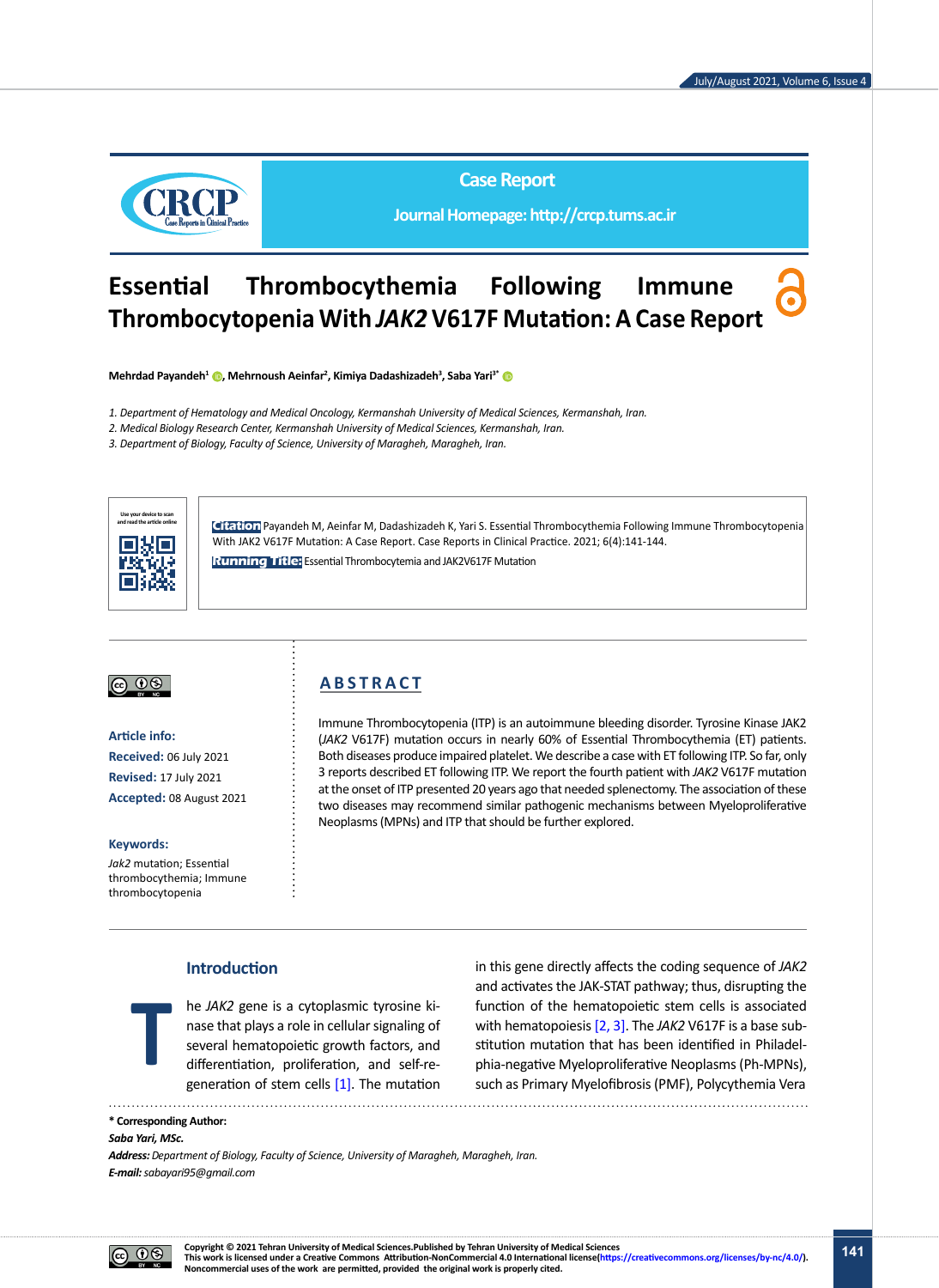Case Report

Journal Homepage: http://crcp.tums.ac.ir

# Essential Thrombocythemia Following Immune Thrombocytopenia With *JAK2* V617F Mutation: A Case Report

**Mehrdad Payandeh[1], Mehrnoush Aeinfar[2], Kimiya Dadashizadeh[3], Saba Yari[3*]**

*1. Department of Hematology and Medical Oncology, Kermanshah University of Medical Sciences, Kermanshah, Iran.*
*2. Medical Biology Research Center, Kermanshah University of Medical Sciences, Kermanshah, Iran.*
*3. Department of Biology, Faculty of Science, University of Maragheh, Maragheh, Iran.*

**Citation** Payandeh M, Aeinfar M, Dadashizadeh K, Yari S. Essential Thrombocythemia Following Immune Thrombocytopenia With JAK2 V617F Mutation: A Case Report. Case Reports in Clinical Practice. 2021; 6(4):141-144.

**Running Title:** Essential Thrombocytemia and JAK2V617F Mutation

**Article info:**
**Received:** 06 July 2021
**Revised:** 17 July 2021
**Accepted:** 08 August 2021

**Keywords:**
*Jak2* mutation; Essential thrombocythemia; Immune thrombocytopenia

## ABSTRACT

Immune Thrombocytopenia (ITP) is an autoimmune bleeding disorder. Tyrosine Kinase JAK2 (*JAK2* V617F) mutation occurs in nearly 60% of Essential Thrombocythemia (ET) patients. Both diseases produce impaired platelet. We describe a case with ET following ITP. So far, only 3 reports described ET following ITP. We report the fourth patient with *JAK2* V617F mutation at the onset of ITP presented 20 years ago that needed splenectomy. The association of these two diseases may recommend similar pathogenic mechanisms between Myeloproliferative Neoplasms (MPNs) and ITP that should be further explored.

## Introduction

The *JAK2* gene is a cytoplasmic tyrosine kinase that plays a role in cellular signaling of several hematopoietic growth factors, and differentiation, proliferation, and self-regeneration of stem cells [1]. The mutation in this gene directly affects the coding sequence of *JAK2* and activates the JAK-STAT pathway; thus, disrupting the function of the hematopoietic stem cells is associated with hematopoiesis [2, 3]. The *JAK2* V617F is a base substitution mutation that has been identified in Philadelphia-negative Myeloproliferative Neoplasms (Ph-MPNs), such as Primary Myelofibrosis (PMF), Polycythemia Vera

**\* Corresponding Author:**
***Saba Yari, MSc.***
***Address:*** *Department of Biology, Faculty of Science, University of Maragheh, Maragheh, Iran.*
***E-mail:*** *sabayari95@gmail.com*

Copyright © 2021 Tehran University of Medical Sciences.Published by Tehran University of Medical Sciences
This work is licensed under a Creative Commons Attribution-NonCommercial 4.0 International license(https://creativecommons.org/licenses/by-nc/4.0/).
Noncommercial uses of the work are permitted, provided the original work is properly cited.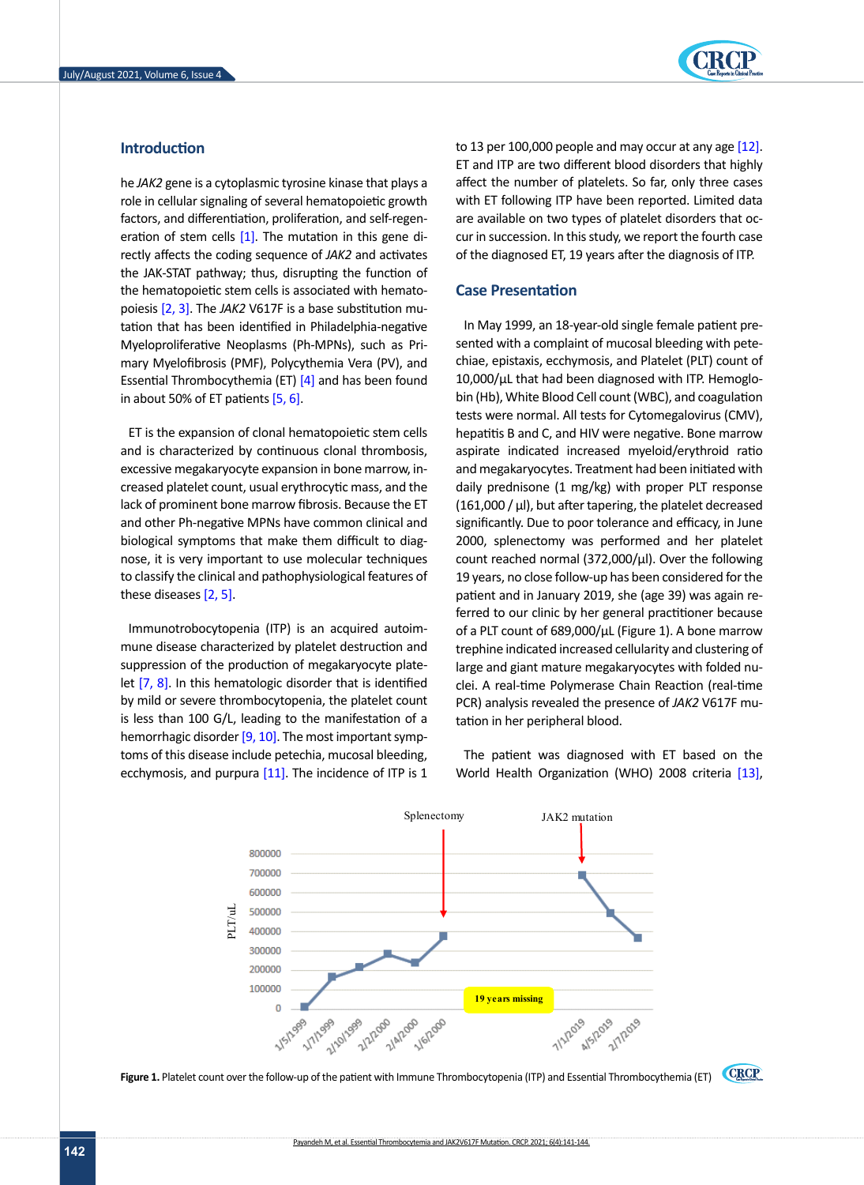## Introduction

he *JAK2* gene is a cytoplasmic tyrosine kinase that plays a role in cellular signaling of several hematopoietic growth factors, and differentiation, proliferation, and self-regeneration of stem cells [1]. The mutation in this gene directly affects the coding sequence of *JAK2* and activates the JAK-STAT pathway; thus, disrupting the function of the hematopoietic stem cells is associated with hematopoiesis [2, 3]. The *JAK2* V617F is a base substitution mutation that has been identified in Philadelphia-negative Myeloproliferative Neoplasms (Ph-MPNs), such as Primary Myelofibrosis (PMF), Polycythemia Vera (PV), and Essential Thrombocythemia (ET) [4] and has been found in about 50% of ET patients [5, 6].

ET is the expansion of clonal hematopoietic stem cells and is characterized by continuous clonal thrombosis, excessive megakaryocyte expansion in bone marrow, increased platelet count, usual erythrocytic mass, and the lack of prominent bone marrow fibrosis. Because the ET and other Ph-negative MPNs have common clinical and biological symptoms that make them difficult to diagnose, it is very important to use molecular techniques to classify the clinical and pathophysiological features of these diseases [2, 5].

Immunotrobocytopenia (ITP) is an acquired autoimmune disease characterized by platelet destruction and suppression of the production of megakaryocyte platelet [7, 8]. In this hematologic disorder that is identified by mild or severe thrombocytopenia, the platelet count is less than 100 G/L, leading to the manifestation of a hemorrhagic disorder [9, 10]. The most important symptoms of this disease include petechia, mucosal bleeding, ecchymosis, and purpura [11]. The incidence of ITP is 1 to 13 per 100,000 people and may occur at any age [12]. ET and ITP are two different blood disorders that highly affect the number of platelets. So far, only three cases with ET following ITP have been reported. Limited data are available on two types of platelet disorders that occur in succession. In this study, we report the fourth case of the diagnosed ET, 19 years after the diagnosis of ITP.

## Case Presentation

In May 1999, an 18-year-old single female patient presented with a complaint of mucosal bleeding with petechiae, epistaxis, ecchymosis, and Platelet (PLT) count of 10,000/μL that had been diagnosed with ITP. Hemoglobin (Hb), White Blood Cell count (WBC), and coagulation tests were normal. All tests for Cytomegalovirus (CMV), hepatitis B and C, and HIV were negative. Bone marrow aspirate indicated increased myeloid/erythroid ratio and megakaryocytes. Treatment had been initiated with daily prednisone (1 mg/kg) with proper PLT response (161,000 / μl), but after tapering, the platelet decreased significantly. Due to poor tolerance and efficacy, in June 2000, splenectomy was performed and her platelet count reached normal (372,000/μl). Over the following 19 years, no close follow-up has been considered for the patient and in January 2019, she (age 39) was again referred to our clinic by her general practitioner because of a PLT count of 689,000/μL (Figure 1). A bone marrow trephine indicated increased cellularity and clustering of large and giant mature megakaryocytes with folded nuclei. A real-time Polymerase Chain Reaction (real-time PCR) analysis revealed the presence of *JAK2* V617F mutation in her peripheral blood.

The patient was diagnosed with ET based on the World Health Organization (WHO) 2008 criteria [13],

**Figure 1.** Platelet count over the follow-up of the patient with Immune Thrombocytopenia (ITP) and Essential Thrombocythemia (ET)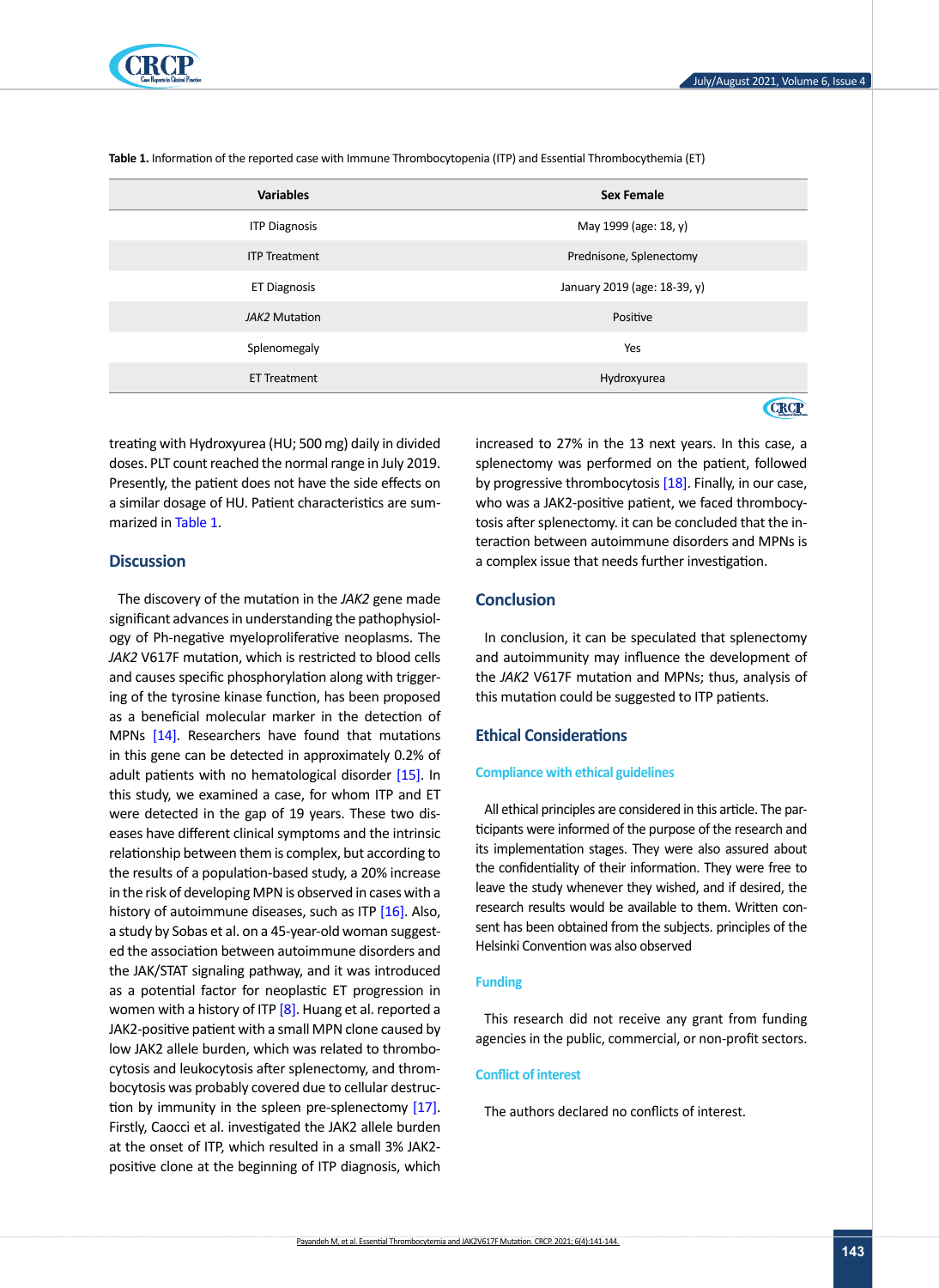**Table 1.** Information of the reported case with Immune Thrombocytopenia (ITP) and Essential Thrombocythemia (ET)

| Variables | Sex Female |
|---|---|
| ITP Diagnosis | May 1999 (age: 18, y) |
| ITP Treatment | Prednisone, Splenectomy |
| ET Diagnosis | January 2019 (age: 18-39, y) |
| *JAK2* Mutation | Positive |
| Splenomegaly | Yes |
| ET Treatment | Hydroxyurea |

treating with Hydroxyurea (HU; 500 mg) daily in divided doses. PLT count reached the normal range in July 2019. Presently, the patient does not have the side effects on a similar dosage of HU. Patient characteristics are summarized in Table 1.

## Discussion

The discovery of the mutation in the *JAK2* gene made significant advances in understanding the pathophysiology of Ph-negative myeloproliferative neoplasms. The *JAK2* V617F mutation, which is restricted to blood cells and causes specific phosphorylation along with triggering of the tyrosine kinase function, has been proposed as a beneficial molecular marker in the detection of MPNs [14]. Researchers have found that mutations in this gene can be detected in approximately 0.2% of adult patients with no hematological disorder [15]. In this study, we examined a case, for whom ITP and ET were detected in the gap of 19 years. These two diseases have different clinical symptoms and the intrinsic relationship between them is complex, but according to the results of a population-based study, a 20% increase in the risk of developing MPN is observed in cases with a history of autoimmune diseases, such as ITP [16]. Also, a study by Sobas et al. on a 45-year-old woman suggested the association between autoimmune disorders and the JAK/STAT signaling pathway, and it was introduced as a potential factor for neoplastic ET progression in women with a history of ITP [8]. Huang et al. reported a JAK2-positive patient with a small MPN clone caused by low JAK2 allele burden, which was related to thrombocytosis and leukocytosis after splenectomy, and thrombocytosis was probably covered due to cellular destruction by immunity in the spleen pre-splenectomy [17]. Firstly, Caocci et al. investigated the JAK2 allele burden at the onset of ITP, which resulted in a small 3% JAK2-positive clone at the beginning of ITP diagnosis, which increased to 27% in the 13 next years. In this case, a splenectomy was performed on the patient, followed by progressive thrombocytosis [18]. Finally, in our case, who was a JAK2-positive patient, we faced thrombocytosis after splenectomy. it can be concluded that the interaction between autoimmune disorders and MPNs is a complex issue that needs further investigation.

## Conclusion

In conclusion, it can be speculated that splenectomy and autoimmunity may influence the development of the *JAK2* V617F mutation and MPNs; thus, analysis of this mutation could be suggested to ITP patients.

## Ethical Considerations

### Compliance with ethical guidelines

All ethical principles are considered in this article. The participants were informed of the purpose of the research and its implementation stages. They were also assured about the confidentiality of their information. They were free to leave the study whenever they wished, and if desired, the research results would be available to them. Written consent has been obtained from the subjects. principles of the Helsinki Convention was also observed

### Funding

This research did not receive any grant from funding agencies in the public, commercial, or non-profit sectors.

### Conflict of interest

The authors declared no conflicts of interest.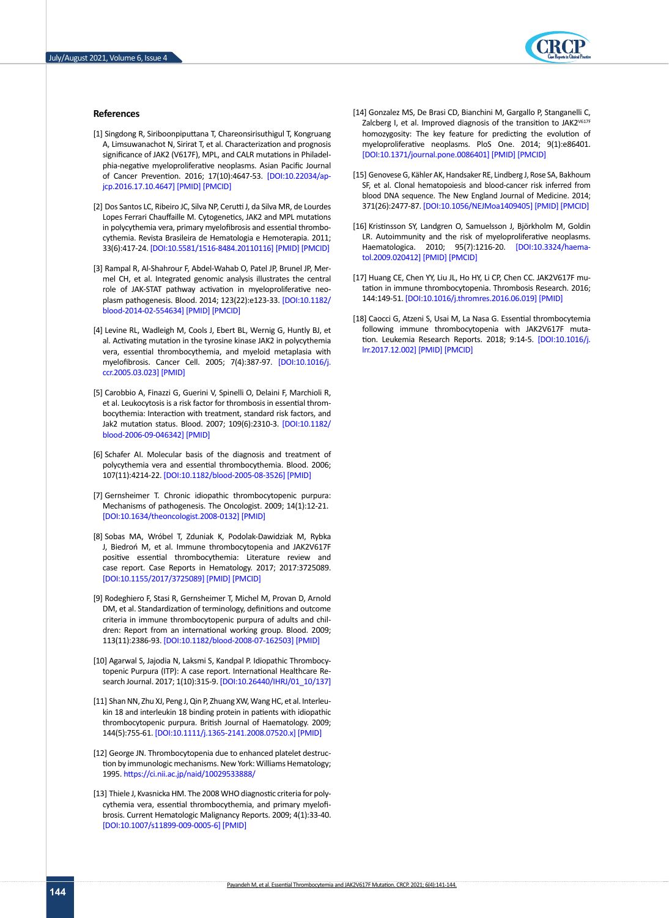## References

[1] Singdong R, Siriboonpiputtana T, Chareonsirisuthigul T, Kongruang A, Limsuwanachot N, Sirirat T, et al. Characterization and prognosis significance of JAK2 (V617F), MPL, and CALR mutations in Philadelphia-negative myeloproliferative neoplasms. Asian Pacific Journal of Cancer Prevention. 2016; 17(10):4647-53. [DOI:10.22034/apjcp.2016.17.10.4647] [PMID] [PMCID]

[2] Dos Santos LC, Ribeiro JC, Silva NP, Cerutti J, da Silva MR, de Lourdes Lopes Ferrari Chauffaille M. Cytogenetics, JAK2 and MPL mutations in polycythemia vera, primary myelofibrosis and essential thrombocythemia. Revista Brasileira de Hematologia e Hemoterapia. 2011; 33(6):417-24. [DOI:10.5581/1516-8484.20110116] [PMID] [PMCID]

[3] Rampal R, Al-Shahrour F, Abdel-Wahab O, Patel JP, Brunel JP, Mermel CH, et al. Integrated genomic analysis illustrates the central role of JAK-STAT pathway activation in myeloproliferative neoplasm pathogenesis. Blood. 2014; 123(22):e123-33. [DOI:10.1182/blood-2014-02-554634] [PMID] [PMCID]

[4] Levine RL, Wadleigh M, Cools J, Ebert BL, Wernig G, Huntly BJ, et al. Activating mutation in the tyrosine kinase JAK2 in polycythemia vera, essential thrombocythemia, and myeloid metaplasia with myelofibrosis. Cancer Cell. 2005; 7(4):387-97. [DOI:10.1016/j.ccr.2005.03.023] [PMID]

[5] Carobbio A, Finazzi G, Guerini V, Spinelli O, Delaini F, Marchioli R, et al. Leukocytosis is a risk factor for thrombosis in essential thrombocythemia: Interaction with treatment, standard risk factors, and Jak2 mutation status. Blood. 2007; 109(6):2310-3. [DOI:10.1182/blood-2006-09-046342] [PMID]

[6] Schafer AI. Molecular basis of the diagnosis and treatment of polycythemia vera and essential thrombocythemia. Blood. 2006; 107(11):4214-22. [DOI:10.1182/blood-2005-08-3526] [PMID]

[7] Gernsheimer T. Chronic idiopathic thrombocytopenic purpura: Mechanisms of pathogenesis. The Oncologist. 2009; 14(1):12-21. [DOI:10.1634/theoncologist.2008-0132] [PMID]

[8] Sobas MA, Wróbel T, Zduniak K, Podolak-Dawidziak M, Rybka J, Biedroń M, et al. Immune thrombocytopenia and JAK2V617F positive essential thrombocythemia: Literature review and case report. Case Reports in Hematology. 2017; 2017:3725089. [DOI:10.1155/2017/3725089] [PMID] [PMCID]

[9] Rodeghiero F, Stasi R, Gernsheimer T, Michel M, Provan D, Arnold DM, et al. Standardization of terminology, definitions and outcome criteria in immune thrombocytopenic purpura of adults and children: Report from an international working group. Blood. 2009; 113(11):2386-93. [DOI:10.1182/blood-2008-07-162503] [PMID]

[10] Agarwal S, Jajodia N, Laksmi S, Kandpal P. Idiopathic Thrombocytopenic Purpura (ITP): A case report. International Healthcare Research Journal. 2017; 1(10):315-9. [DOI:10.26440/IHRJ/01_10/137]

[11] Shan NN, Zhu XJ, Peng J, Qin P, Zhuang XW, Wang HC, et al. Interleukin 18 and interleukin 18 binding protein in patients with idiopathic thrombocytopenic purpura. British Journal of Haematology. 2009; 144(5):755-61. [DOI:10.1111/j.1365-2141.2008.07520.x] [PMID]

[12] George JN. Thrombocytopenia due to enhanced platelet destruction by immunologic mechanisms. New York: Williams Hematology; 1995. https://ci.nii.ac.jp/naid/10029533888/

[13] Thiele J, Kvasnicka HM. The 2008 WHO diagnostic criteria for polycythemia vera, essential thrombocythemia, and primary myelofibrosis. Current Hematologic Malignancy Reports. 2009; 4(1):33-40. [DOI:10.1007/s11899-009-0005-6] [PMID]

[14] Gonzalez MS, De Brasi CD, Bianchini M, Gargallo P, Stanganelli C, Zalcberg I, et al. Improved diagnosis of the transition to $JAK2^{V617F}$ homozygosity: The key feature for predicting the evolution of myeloproliferative neoplasms. PloS One. 2014; 9(1):e86401. [DOI:10.1371/journal.pone.0086401] [PMID] [PMCID]

[15] Genovese G, Kähler AK, Handsaker RE, Lindberg J, Rose SA, Bakhoum SF, et al. Clonal hematopoiesis and blood-cancer risk inferred from blood DNA sequence. The New England Journal of Medicine. 2014; 371(26):2477-87. [DOI:10.1056/NEJMoa1409405] [PMID] [PMCID]

[16] Kristinsson SY, Landgren O, Samuelsson J, Björkholm M, Goldin LR. Autoimmunity and the risk of myeloproliferative neoplasms. Haematologica. 2010; 95(7):1216-20. [DOI:10.3324/haematol.2009.020412] [PMID] [PMCID]

[17] Huang CE, Chen YY, Liu JL, Ho HY, Li CP, Chen CC. JAK2V617F mutation in immune thrombocytopenia. Thrombosis Research. 2016; 144:149-51. [DOI:10.1016/j.thromres.2016.06.019] [PMID]

[18] Caocci G, Atzeni S, Usai M, La Nasa G. Essential thrombocytemia following immune thrombocytopenia with JAK2V617F mutation. Leukemia Research Reports. 2018; 9:14-5. [DOI:10.1016/j.lrr.2017.12.002] [PMID] [PMCID]